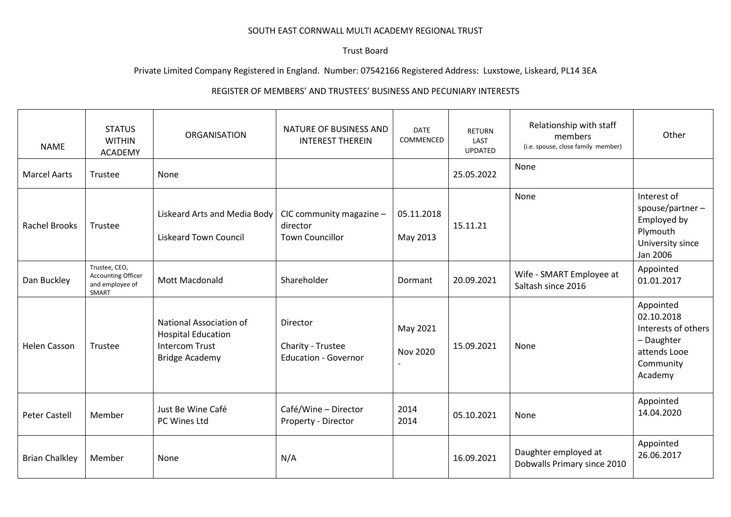SOUTH EAST CORNWALL MULTI ACADEMY REGIONAL TRUST

Trust Board

Private Limited Company Registered in England. Number: 07542166 Registered Address: Luxstowe, Liskeard, PL14 3EA

REGISTER OF MEMBERS' AND TRUSTEES' BUSINESS AND PECUNIARY INTERESTS

| NAME | STATUS WITHIN ACADEMY | ORGANISATION | NATURE OF BUSINESS AND INTEREST THEREIN | DATE COMMENCED | RETURN LAST UPDATED | Relationship with staff members (i.e. spouse, close family member) | Other |
|---|---|---|---|---|---|---|---|
| Marcel Aarts | Trustee | None | | | 25.05.2022 | None | |
| Rachel Brooks | Trustee | Liskeard Arts and Media Body<br>Liskeard Town Council | CIC community magazine – director<br>Town Councillor | 05.11.2018<br>May 2013 | 15.11.21 | None | Interest of spouse/partner – Employed by Plymouth University since Jan 2006 |
| Dan Buckley | Trustee, CEO, Accounting Officer and employee of SMART | Mott Macdonald | Shareholder | Dormant | 20.09.2021 | Wife - SMART Employee at Saltash since 2016 | Appointed 01.01.2017 |
| Helen Casson | Trustee | National Association of Hospital Education<br>Intercom Trust<br>Bridge Academy | Director<br>Charity - Trustee<br>Education - Governor | May 2021<br>Nov 2020<br>- | 15.09.2021 | None | Appointed 02.10.2018 Interests of others – Daughter attends Looe Community Academy |
| Peter Castell | Member | Just Be Wine Café<br>PC Wines Ltd | Café/Wine – Director<br>Property - Director | 2014<br>2014 | 05.10.2021 | None | Appointed 14.04.2020 |
| Brian Chalkley | Member | None | N/A | | 16.09.2021 | Daughter employed at Dobwalls Primary since 2010 | Appointed 26.06.2017 |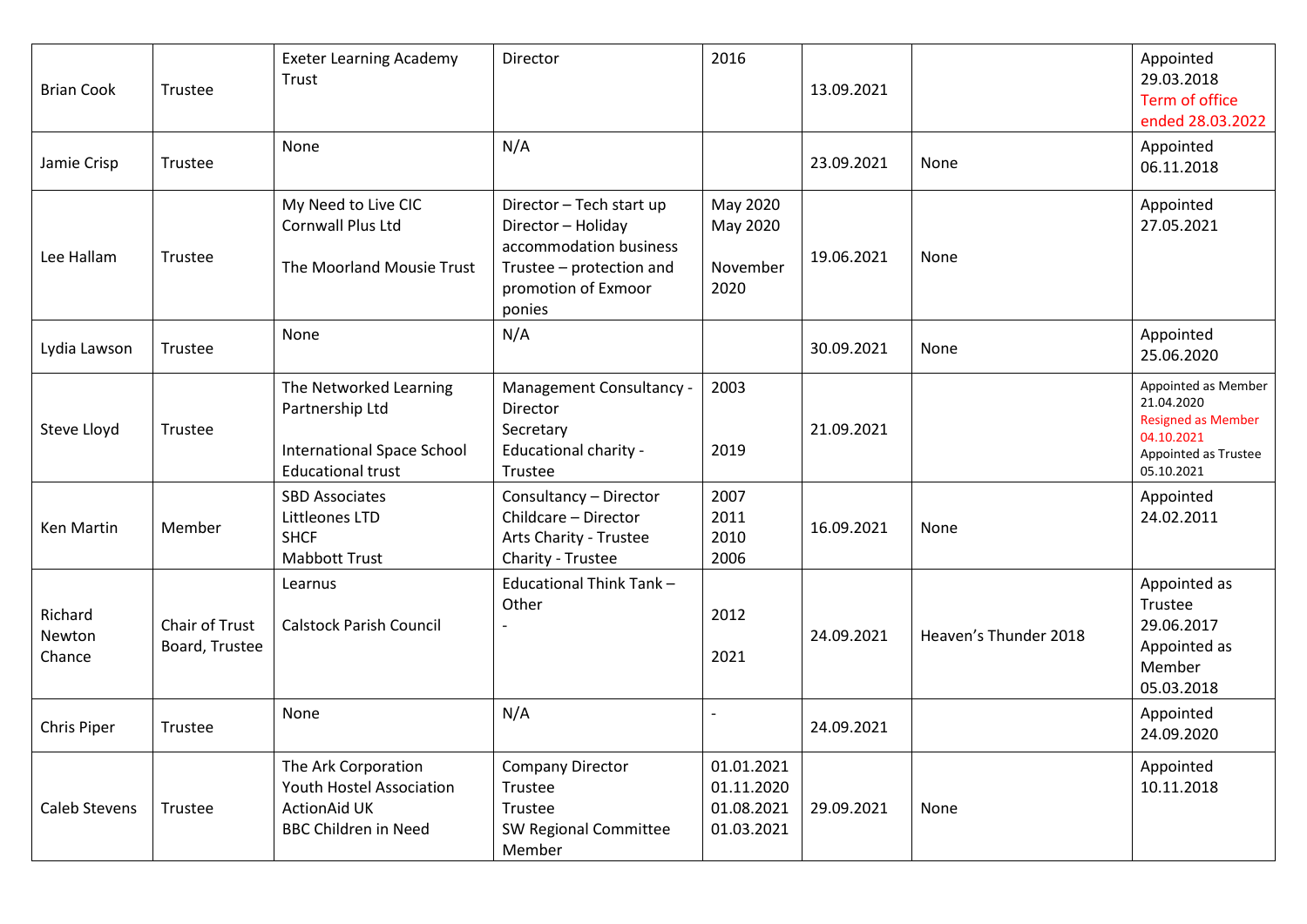| | | | | | | | |
|---|---|---|---|---|---|---|---|
| Brian Cook | Trustee | Exeter Learning Academy Trust | Director | 2016 | 13.09.2021 | | Appointed 29.03.2018<br>Term of office ended 28.03.2022 |
| Jamie Crisp | Trustee | None | N/A | | 23.09.2021 | None | Appointed 06.11.2018 |
| Lee Hallam | Trustee | My Need to Live CIC<br>Cornwall Plus Ltd<br><br>The Moorland Mousie Trust | Director – Tech start up<br>Director – Holiday accommodation business<br>Trustee – protection and promotion of Exmoor ponies | May 2020<br>May 2020<br><br>November 2020 | 19.06.2021 | None | Appointed 27.05.2021 |
| Lydia Lawson | Trustee | None | N/A | | 30.09.2021 | None | Appointed 25.06.2020 |
| Steve Lloyd | Trustee | The Networked Learning Partnership Ltd<br><br>International Space School Educational trust | Management Consultancy - Director<br>Secretary<br>Educational charity - Trustee | 2003<br><br><br>2019 | 21.09.2021 | | Appointed as Member 21.04.2020<br>Resigned as Member 04.10.2021<br>Appointed as Trustee 05.10.2021 |
| Ken Martin | Member | SBD Associates<br>Littleones LTD<br>SHCF<br>Mabbott Trust | Consultancy – Director<br>Childcare – Director<br>Arts Charity - Trustee<br>Charity - Trustee | 2007<br>2011<br>2010<br>2006 | 16.09.2021 | None | Appointed 24.02.2011 |
| Richard Newton Chance | Chair of Trust Board, Trustee | Learnus<br><br>Calstock Parish Council | Educational Think Tank – Other<br>- | 2012<br><br>2021 | 24.09.2021 | Heaven's Thunder 2018 | Appointed as Trustee 29.06.2017<br>Appointed as Member 05.03.2018 |
| Chris Piper | Trustee | None | N/A | - | 24.09.2021 | | Appointed 24.09.2020 |
| Caleb Stevens | Trustee | The Ark Corporation<br>Youth Hostel Association<br>ActionAid UK<br>BBC Children in Need | Company Director<br>Trustee<br>Trustee<br>SW Regional Committee Member | 01.01.2021<br>01.11.2020<br>01.08.2021<br>01.03.2021 | 29.09.2021 | None | Appointed 10.11.2018 |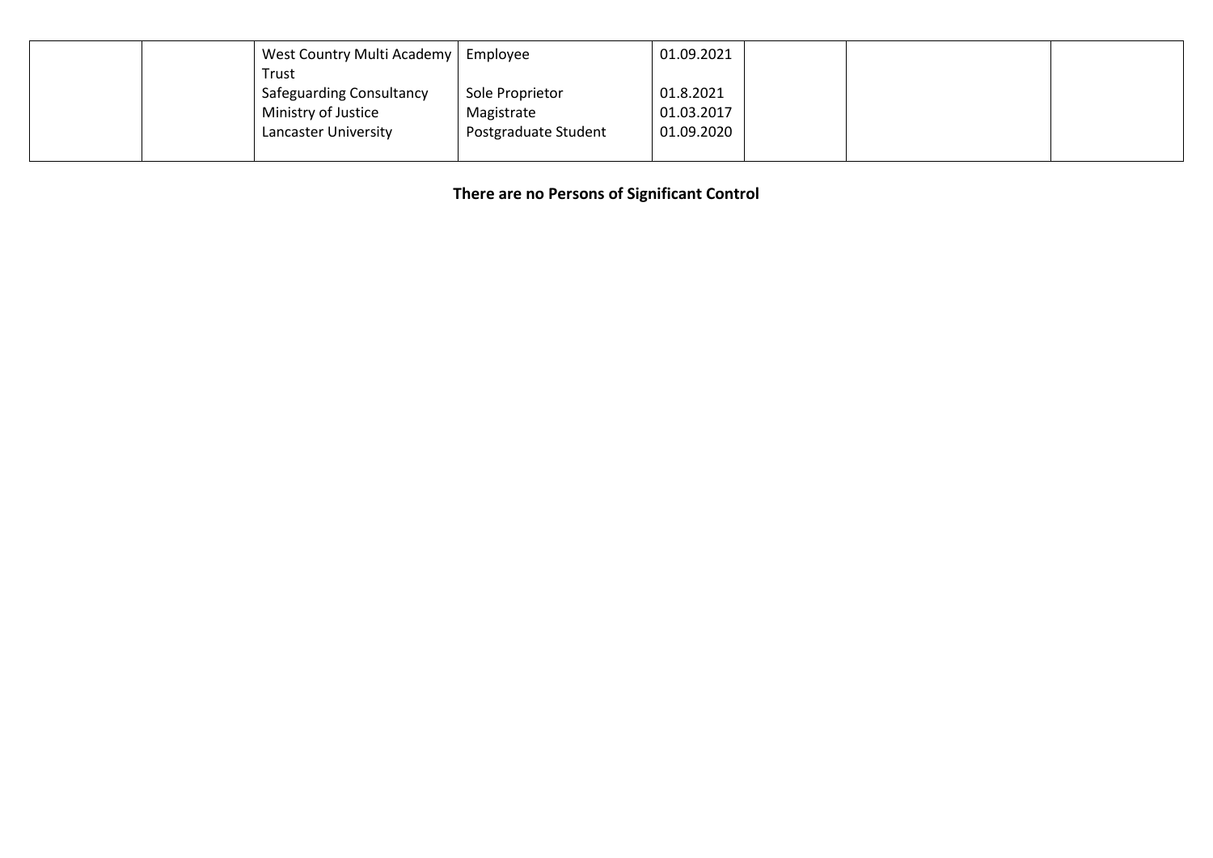| | | | | | | | |
|---|---|---|---|---|---|---|---|
| | | West Country Multi Academy Trust<br>Safeguarding Consultancy<br>Ministry of Justice<br>Lancaster University | Employee<br><br>Sole Proprietor<br>Magistrate<br>Postgraduate Student | 01.09.2021<br><br>01.8.2021<br>01.03.2017<br>01.09.2020 | | | |

**There are no Persons of Significant Control**